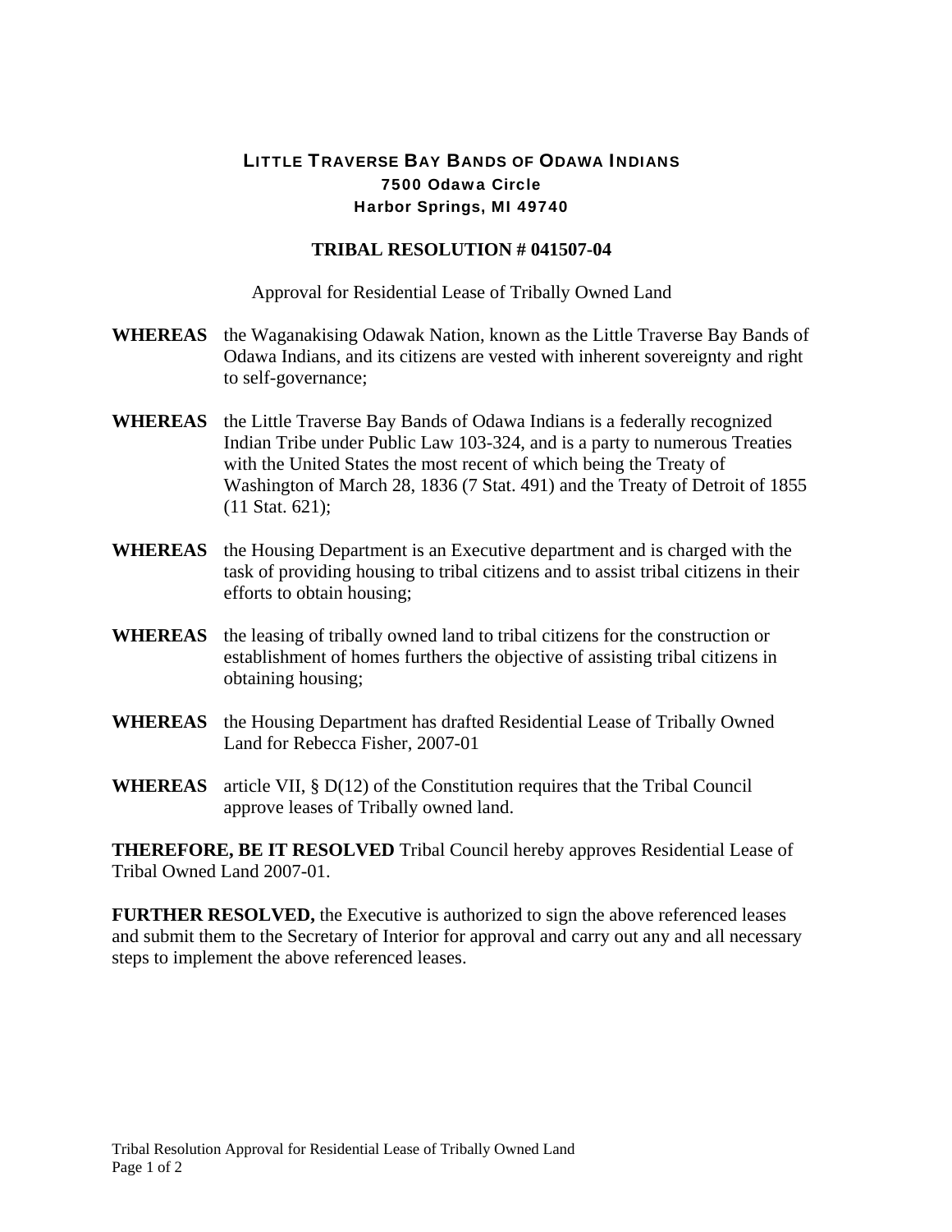# LITTLE TRAVERSE BAY BANDS OF ODAWA INDIANS

**7500 Odawa Circle**
**Harbor Springs, MI 49740**

## TRIBAL RESOLUTION # 041507-04

Approval for Residential Lease of Tribally Owned Land

**WHEREAS** the Waganakising Odawak Nation, known as the Little Traverse Bay Bands of Odawa Indians, and its citizens are vested with inherent sovereignty and right to self-governance;

**WHEREAS** the Little Traverse Bay Bands of Odawa Indians is a federally recognized Indian Tribe under Public Law 103-324, and is a party to numerous Treaties with the United States the most recent of which being the Treaty of Washington of March 28, 1836 (7 Stat. 491) and the Treaty of Detroit of 1855 (11 Stat. 621);

**WHEREAS** the Housing Department is an Executive department and is charged with the task of providing housing to tribal citizens and to assist tribal citizens in their efforts to obtain housing;

**WHEREAS** the leasing of tribally owned land to tribal citizens for the construction or establishment of homes furthers the objective of assisting tribal citizens in obtaining housing;

**WHEREAS** the Housing Department has drafted Residential Lease of Tribally Owned Land for Rebecca Fisher, 2007-01

**WHEREAS** article VII, § D(12) of the Constitution requires that the Tribal Council approve leases of Tribally owned land.

**THEREFORE, BE IT RESOLVED** Tribal Council hereby approves Residential Lease of Tribal Owned Land 2007-01.

**FURTHER RESOLVED,** the Executive is authorized to sign the above referenced leases and submit them to the Secretary of Interior for approval and carry out any and all necessary steps to implement the above referenced leases.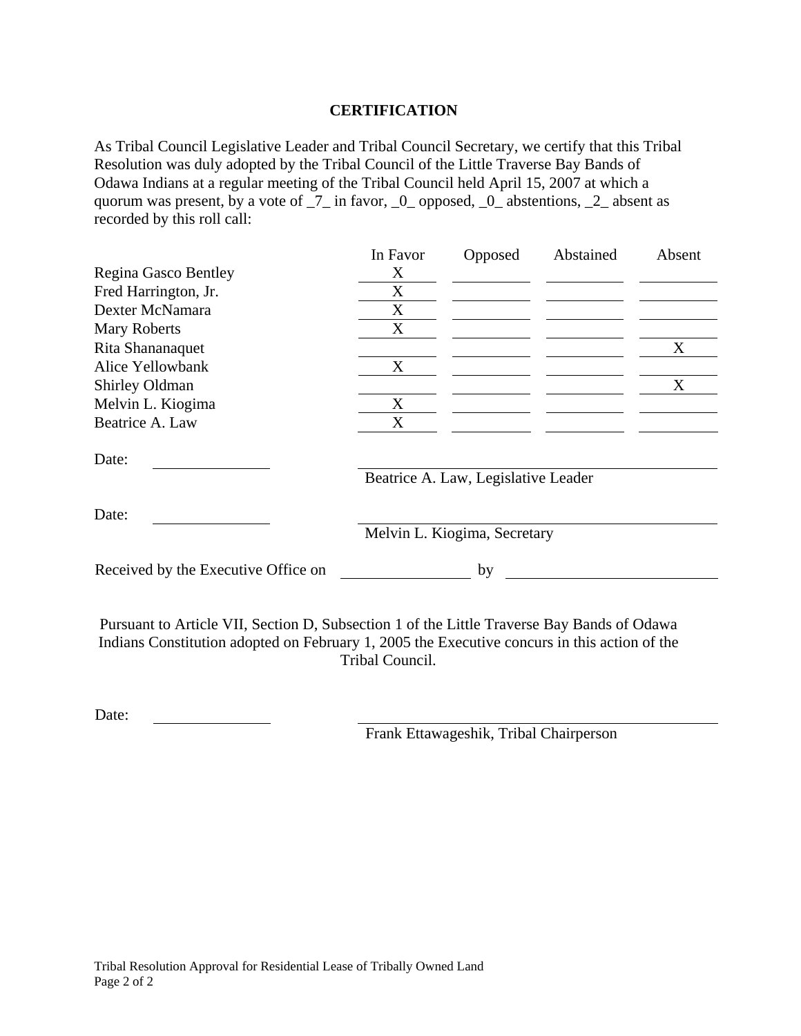**CERTIFICATION**

As Tribal Council Legislative Leader and Tribal Council Secretary, we certify that this Tribal Resolution was duly adopted by the Tribal Council of the Little Traverse Bay Bands of Odawa Indians at a regular meeting of the Tribal Council held April 15, 2007 at which a quorum was present, by a vote of _7_ in favor, _0_ opposed, _0_ abstentions, _2_ absent as recorded by this roll call:

| | In Favor | Opposed | Abstained | Absent |
|---|---|---|---|---|
| Regina Gasco Bentley | X | | | |
| Fred Harrington, Jr. | X | | | |
| Dexter McNamara | X | | | |
| Mary Roberts | X | | | |
| Rita Shananaquet | | | | X |
| Alice Yellowbank | X | | | |
| Shirley Oldman | | | | X |
| Melvin L. Kiogima | X | | | |
| Beatrice A. Law | X | | | |

Date: ______________ ________________________________
Beatrice A. Law, Legislative Leader

Date: ______________ ________________________________
Melvin L. Kiogima, Secretary

Received by the Executive Office on ______________ by ______________________

Pursuant to Article VII, Section D, Subsection 1 of the Little Traverse Bay Bands of Odawa Indians Constitution adopted on February 1, 2005 the Executive concurs in this action of the Tribal Council.

Date: ______________ ________________________________
Frank Ettawageshik, Tribal Chairperson

Tribal Resolution Approval for Residential Lease of Tribally Owned Land